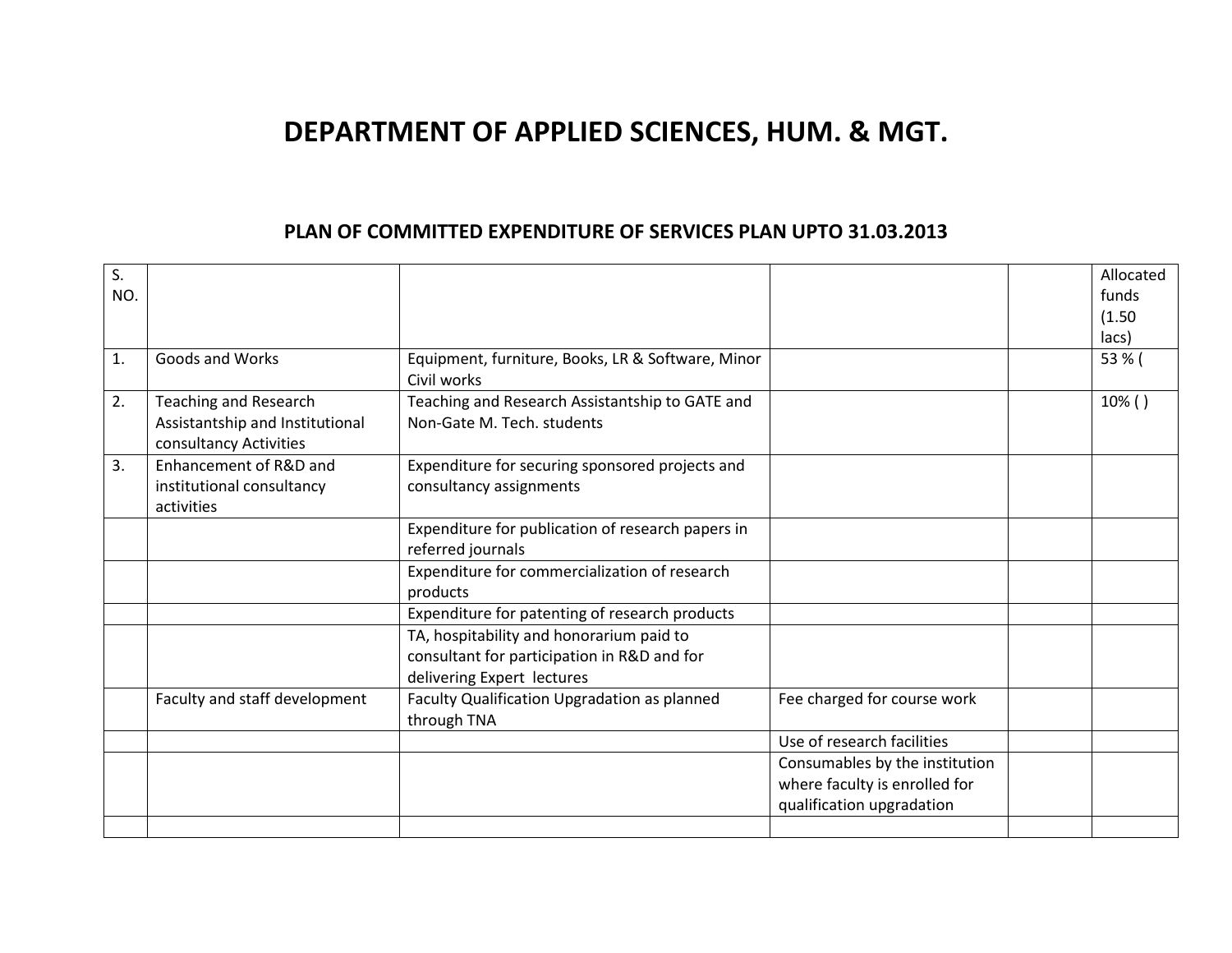# DEPARTMENT OF APPLIED SCIENCES, HUM. & MGT.

## PLAN OF COMMITTED EXPENDITURE OF SERVICES PLAN UPTO 31.03.2013

| S. NO. | | | | | Allocated funds (1.50 lacs) |
|---|---|---|---|---|---|
| 1. | Goods and Works | Equipment, furniture, Books, LR & Software, Minor Civil works | | | 53 % ( |
| 2. | Teaching and Research Assistantship and Institutional consultancy Activities | Teaching and Research Assistantship to GATE and Non-Gate M. Tech. students | | | 10% ( ) |
| 3. | Enhancement of R&D and institutional consultancy activities | Expenditure for securing sponsored projects and consultancy assignments | | | |
| | | Expenditure for publication of research papers in referred journals | | | |
| | | Expenditure for commercialization of research products | | | |
| | | Expenditure for patenting of research products | | | |
| | | TA, hospitability and honorarium paid to consultant for participation in R&D and for delivering Expert lectures | | | |
| | Faculty and staff development | Faculty Qualification Upgradation as planned through TNA | Fee charged for course work | | |
| | | | Use of research facilities | | |
| | | | Consumables by the institution where faculty is enrolled for qualification upgradation | | |
| | | | | | |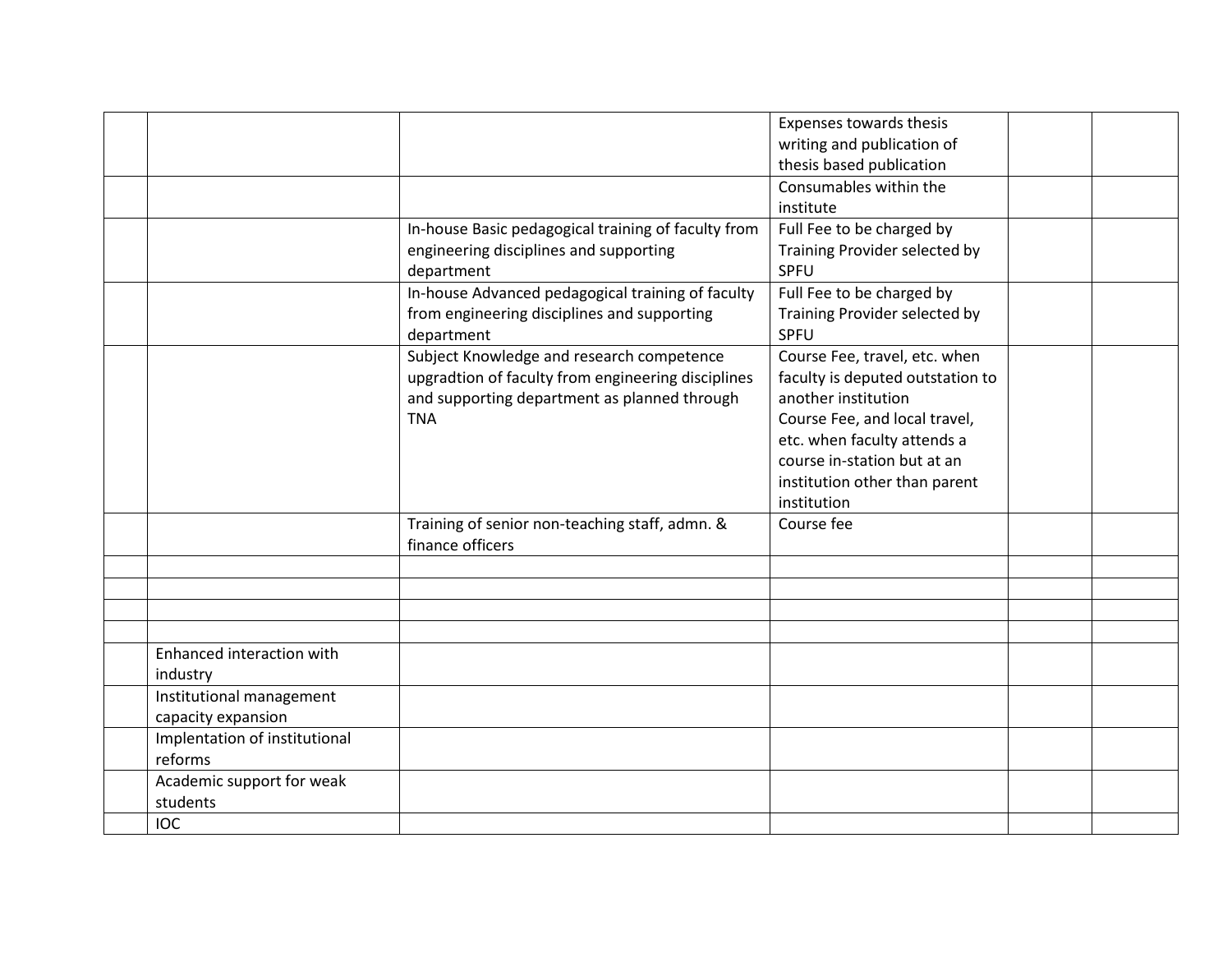| | | | | | |
|---|---|---|---|---|---|
| | | | Expenses towards thesis writing and publication of thesis based publication | | |
| | | | Consumables within the institute | | |
| | | In-house Basic pedagogical training of faculty from engineering disciplines and supporting department | Full Fee to be charged by Training Provider selected by SPFU | | |
| | | In-house Advanced pedagogical training of faculty from engineering disciplines and supporting department | Full Fee to be charged by Training Provider selected by SPFU | | |
| | | Subject Knowledge and research competence upgradtion of faculty from engineering disciplines and supporting department as planned through TNA | Course Fee, travel, etc. when faculty is deputed outstation to another institution<br>Course Fee, and local travel, etc. when faculty attends a course in-station but at an institution other than parent institution | | |
| | | Training of senior non-teaching staff, admn. & finance officers | Course fee | | |
| | | | | | |
| | | | | | |
| | | | | | |
| | | | | | |
| | Enhanced interaction with industry | | | | |
| | Institutional management capacity expansion | | | | |
| | Implentation of institutional reforms | | | | |
| | Academic support for weak students | | | | |
| | IOC | | | | |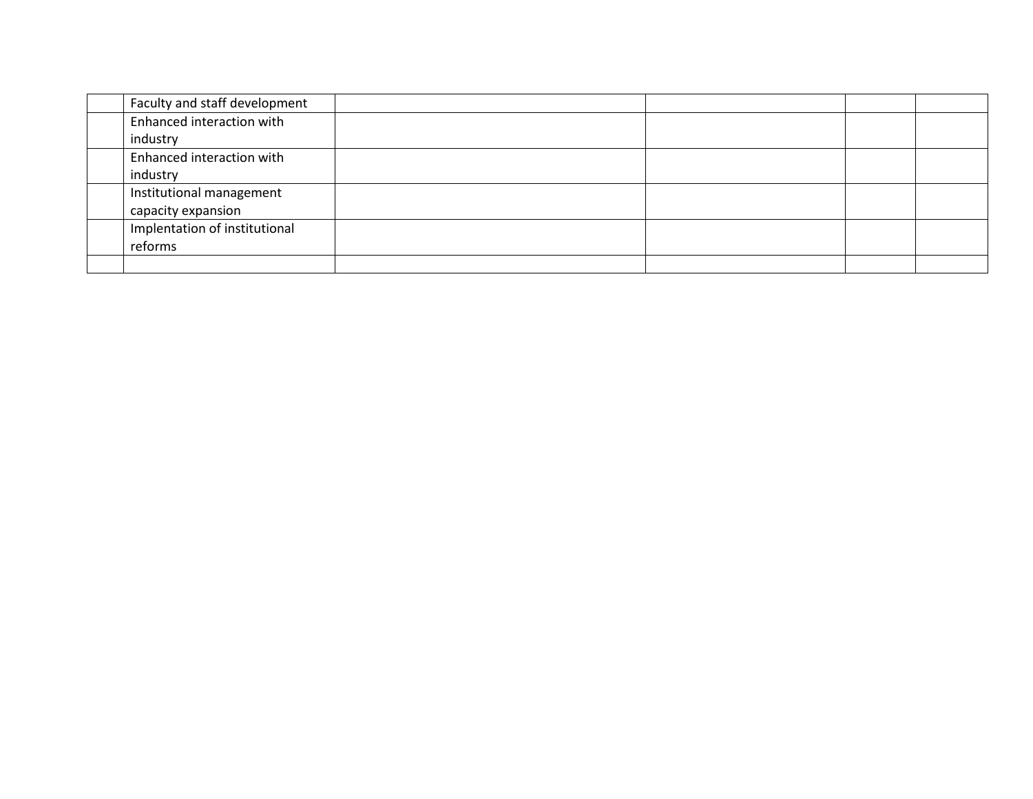| | | | | | |
|---|---|---|---|---|---|
| | Faculty and staff development | | | | |
| | Enhanced interaction with industry | | | | |
| | Enhanced interaction with industry | | | | |
| | Institutional management capacity expansion | | | | |
| | Implentation of institutional reforms | | | | |
| | | | | | |